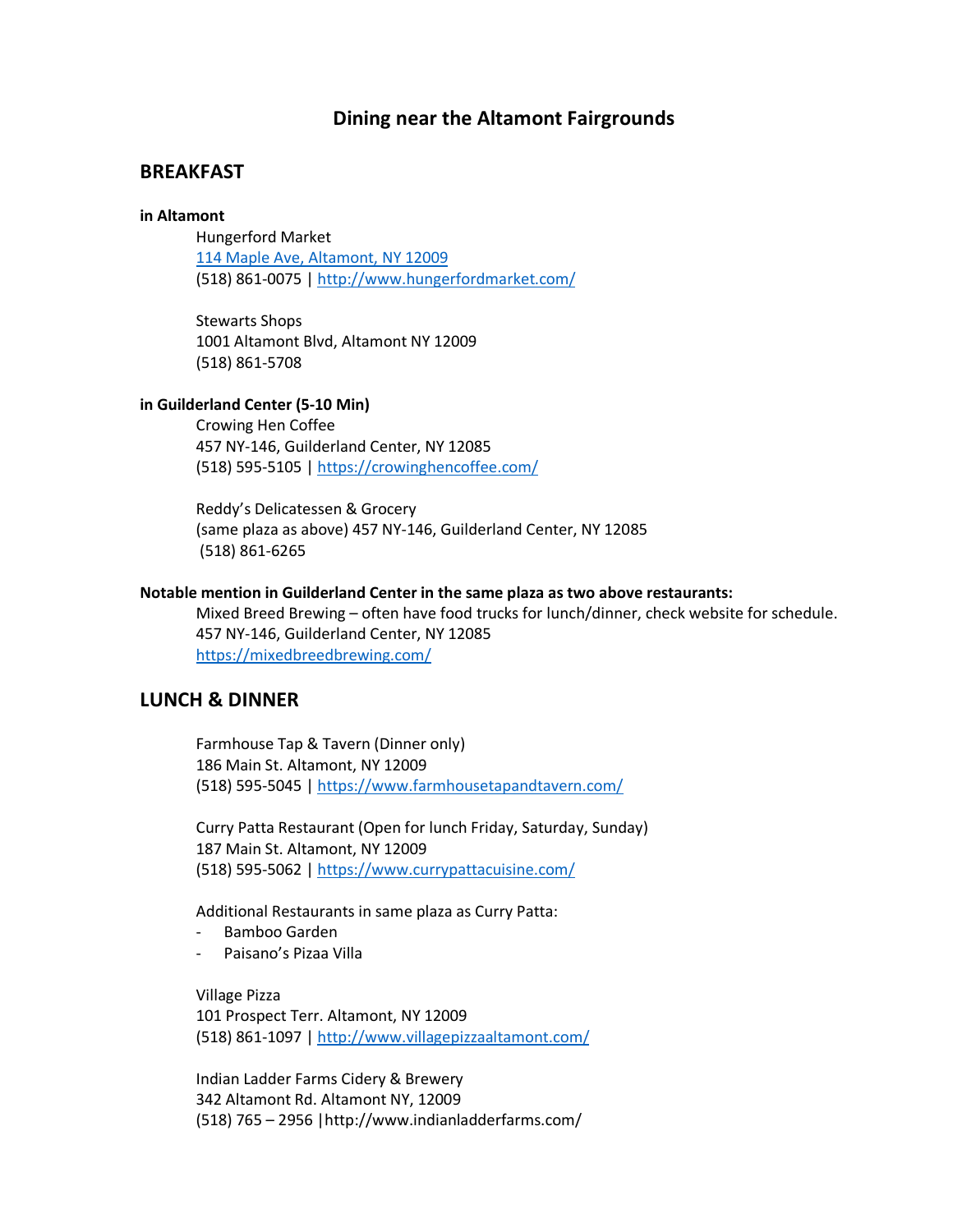# Dining near the Altamont Fairgrounds

## BREAKFAST

**in Altamont**

Hungerford Market
[114 Maple Ave, Altamont, NY 12009](114 Maple Ave, Altamont, NY 12009)
(518) 861-0075 | [http://www.hungerfordmarket.com/](http://www.hungerfordmarket.com/)

Stewarts Shops
1001 Altamont Blvd, Altamont NY 12009
(518) 861-5708

**in Guilderland Center (5-10 Min)**

Crowing Hen Coffee
457 NY-146, Guilderland Center, NY 12085
(518) 595-5105 | [https://crowinghencoffee.com/](https://crowinghencoffee.com/)

Reddy's Delicatessen & Grocery
(same plaza as above) 457 NY-146, Guilderland Center, NY 12085
(518) 861-6265

**Notable mention in Guilderland Center in the same plaza as two above restaurants:**

Mixed Breed Brewing – often have food trucks for lunch/dinner, check website for schedule.
457 NY-146, Guilderland Center, NY 12085
[https://mixedbreedbrewing.com/](https://mixedbreedbrewing.com/)

## LUNCH & DINNER

Farmhouse Tap & Tavern (Dinner only)
186 Main St. Altamont, NY 12009
(518) 595-5045 | [https://www.farmhousetapandtavern.com/](https://www.farmhousetapandtavern.com/)

Curry Patta Restaurant (Open for lunch Friday, Saturday, Sunday)
187 Main St. Altamont, NY 12009
(518) 595-5062 | [https://www.currypattacuisine.com/](https://www.currypattacuisine.com/)

Additional Restaurants in same plaza as Curry Patta:

- Bamboo Garden
- Paisano's Pizaa Villa

Village Pizza
101 Prospect Terr. Altamont, NY 12009
(518) 861-1097 | [http://www.villagepizzaaltamont.com/](http://www.villagepizzaaltamont.com/)

Indian Ladder Farms Cidery & Brewery
342 Altamont Rd. Altamont NY, 12009
(518) 765 – 2956 |http://www.indianladderfarms.com/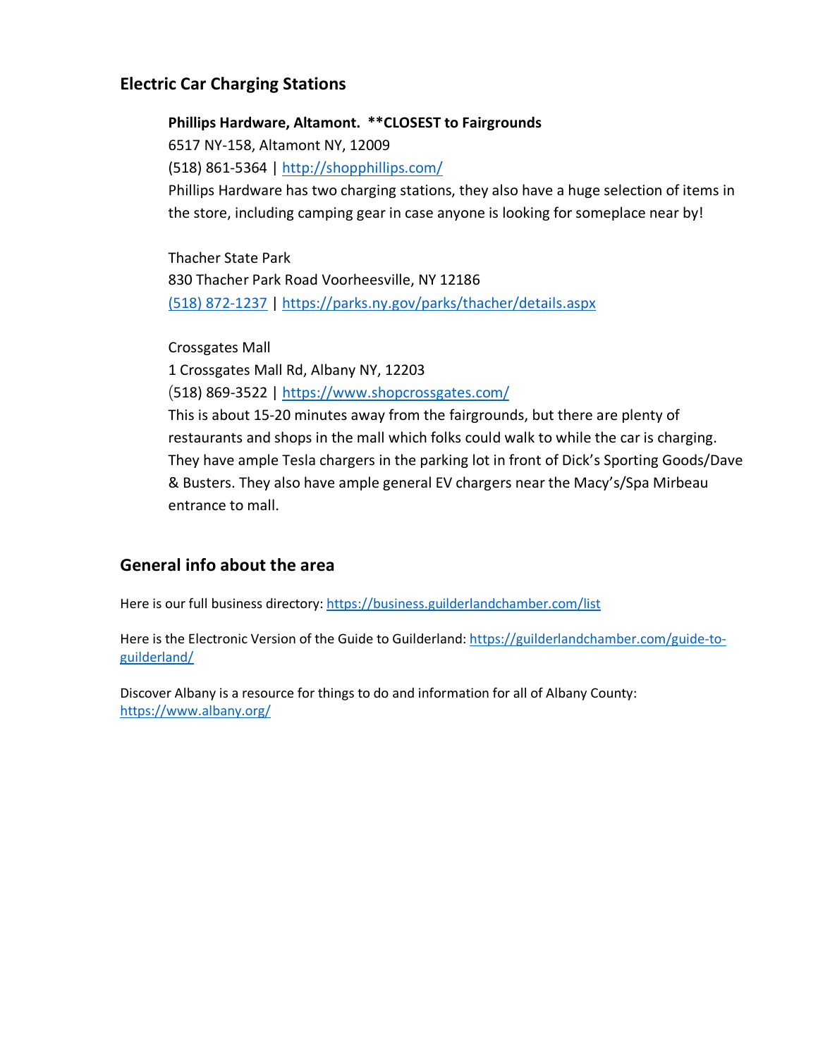## Electric Car Charging Stations

**Phillips Hardware, Altamont. **CLOSEST to Fairgrounds**
6517 NY-158, Altamont NY, 12009
(518) 861-5364 | http://shopphillips.com/
Phillips Hardware has two charging stations, they also have a huge selection of items in the store, including camping gear in case anyone is looking for someplace near by!

Thacher State Park
830 Thacher Park Road Voorheesville, NY 12186
(518) 872-1237 | https://parks.ny.gov/parks/thacher/details.aspx

Crossgates Mall
1 Crossgates Mall Rd, Albany NY, 12203
(518) 869-3522 | https://www.shopcrossgates.com/
This is about 15-20 minutes away from the fairgrounds, but there are plenty of restaurants and shops in the mall which folks could walk to while the car is charging. They have ample Tesla chargers in the parking lot in front of Dick's Sporting Goods/Dave & Busters. They also have ample general EV chargers near the Macy's/Spa Mirbeau entrance to mall.

## General info about the area

Here is our full business directory: https://business.guilderlandchamber.com/list

Here is the Electronic Version of the Guide to Guilderland: https://guilderlandchamber.com/guide-to-guilderland/

Discover Albany is a resource for things to do and information for all of Albany County: https://www.albany.org/